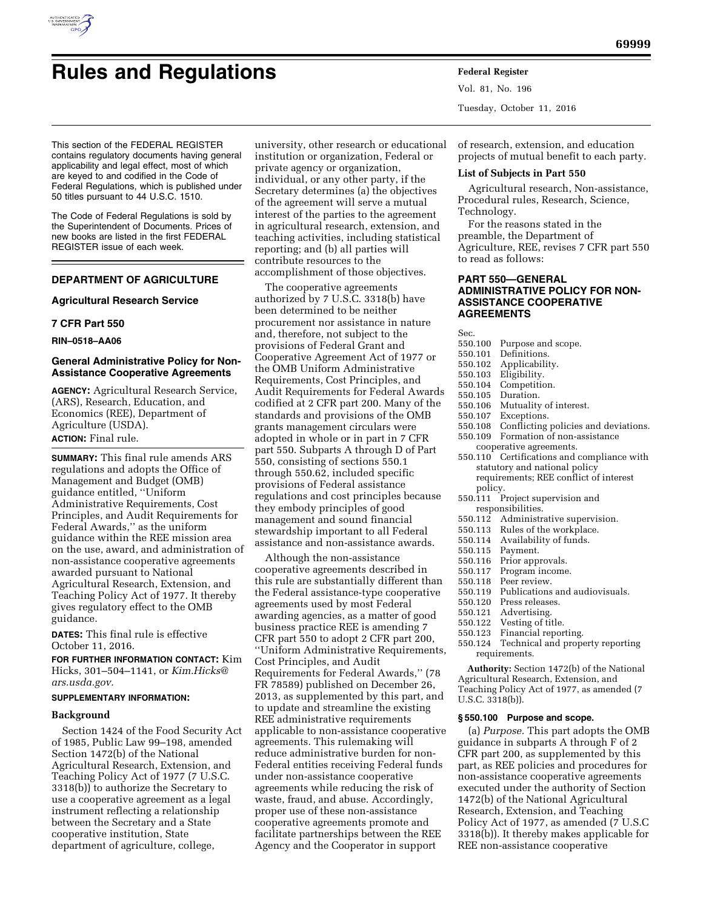# Rules and Regulations

This section of the FEDERAL REGISTER contains regulatory documents having general applicability and legal effect, most of which are keyed to and codified in the Code of Federal Regulations, which is published under 50 titles pursuant to 44 U.S.C. 1510.

The Code of Federal Regulations is sold by the Superintendent of Documents. Prices of new books are listed in the first FEDERAL REGISTER issue of each week.

## DEPARTMENT OF AGRICULTURE

### Agricultural Research Service

### 7 CFR Part 550

**RIN–0518–AA06**

### General Administrative Policy for Non-Assistance Cooperative Agreements

**AGENCY:** Agricultural Research Service, (ARS), Research, Education, and Economics (REE), Department of Agriculture (USDA).

**ACTION:** Final rule.

**SUMMARY:** This final rule amends ARS regulations and adopts the Office of Management and Budget (OMB) guidance entitled, ''Uniform Administrative Requirements, Cost Principles, and Audit Requirements for Federal Awards,'' as the uniform guidance within the REE mission area on the use, award, and administration of non-assistance cooperative agreements awarded pursuant to National Agricultural Research, Extension, and Teaching Policy Act of 1977. It thereby gives regulatory effect to the OMB guidance.

**DATES:** This final rule is effective October 11, 2016.

**FOR FURTHER INFORMATION CONTACT:** Kim Hicks, 301–504–1141, or *Kim.Hicks@ars.usda.gov.*

**SUPPLEMENTARY INFORMATION:**

#### Background

Section 1424 of the Food Security Act of 1985, Public Law 99–198, amended Section 1472(b) of the National Agricultural Research, Extension, and Teaching Policy Act of 1977 (7 U.S.C. 3318(b)) to authorize the Secretary to use a cooperative agreement as a legal instrument reflecting a relationship between the Secretary and a State cooperative institution, State department of agriculture, college, university, other research or educational institution or organization, Federal or private agency or organization, individual, or any other party, if the Secretary determines (a) the objectives of the agreement will serve a mutual interest of the parties to the agreement in agricultural research, extension, and teaching activities, including statistical reporting; and (b) all parties will contribute resources to the accomplishment of those objectives.

The cooperative agreements authorized by 7 U.S.C. 3318(b) have been determined to be neither procurement nor assistance in nature and, therefore, not subject to the provisions of Federal Grant and Cooperative Agreement Act of 1977 or the OMB Uniform Administrative Requirements, Cost Principles, and Audit Requirements for Federal Awards codified at 2 CFR part 200. Many of the standards and provisions of the OMB grants management circulars were adopted in whole or in part in 7 CFR part 550. Subparts A through D of Part 550, consisting of sections 550.1 through 550.62, included specific provisions of Federal assistance regulations and cost principles because they embody principles of good management and sound financial stewardship important to all Federal assistance and non-assistance awards.

Although the non-assistance cooperative agreements described in this rule are substantially different than the Federal assistance-type cooperative agreements used by most Federal awarding agencies, as a matter of good business practice REE is amending 7 CFR part 550 to adopt 2 CFR part 200, ''Uniform Administrative Requirements, Cost Principles, and Audit Requirements for Federal Awards,'' (78 FR 78589) published on December 26, 2013, as supplemented by this part, and to update and streamline the existing REE administrative requirements applicable to non-assistance cooperative agreements. This rulemaking will reduce administrative burden for non-Federal entities receiving Federal funds under non-assistance cooperative agreements while reducing the risk of waste, fraud, and abuse. Accordingly, proper use of these non-assistance cooperative agreements promote and facilitate partnerships between the REE Agency and the Cooperator in support of research, extension, and education projects of mutual benefit to each party.

#### List of Subjects in Part 550

Agricultural research, Non-assistance, Procedural rules, Research, Science, Technology.

For the reasons stated in the preamble, the Department of Agriculture, REE, revises 7 CFR part 550 to read as follows:

## PART 550—GENERAL ADMINISTRATIVE POLICY FOR NON-ASSISTANCE COOPERATIVE AGREEMENTS

Sec.
550.100 Purpose and scope.
550.101 Definitions.
550.102 Applicability.
550.103 Eligibility.
550.104 Competition.
550.105 Duration.
550.106 Mutuality of interest.
550.107 Exceptions.
550.108 Conflicting policies and deviations.
550.109 Formation of non-assistance cooperative agreements.
550.110 Certifications and compliance with statutory and national policy requirements; REE conflict of interest policy.
550.111 Project supervision and responsibilities.
550.112 Administrative supervision.
550.113 Rules of the workplace.
550.114 Availability of funds.
550.115 Payment.
550.116 Prior approvals.
550.117 Program income.
550.118 Peer review.
550.119 Publications and audiovisuals.
550.120 Press releases.
550.121 Advertising.
550.122 Vesting of title.
550.123 Financial reporting.
550.124 Technical and property reporting requirements.

**Authority:** Section 1472(b) of the National Agricultural Research, Extension, and Teaching Policy Act of 1977, as amended (7 U.S.C. 3318(b)).

### § 550.100 Purpose and scope.

(a) *Purpose.* This part adopts the OMB guidance in subparts A through F of 2 CFR part 200, as supplemented by this part, as REE policies and procedures for non-assistance cooperative agreements executed under the authority of Section 1472(b) of the National Agricultural Research, Extension, and Teaching Policy Act of 1977, as amended (7 U.S.C 3318(b)). It thereby makes applicable for REE non-assistance cooperative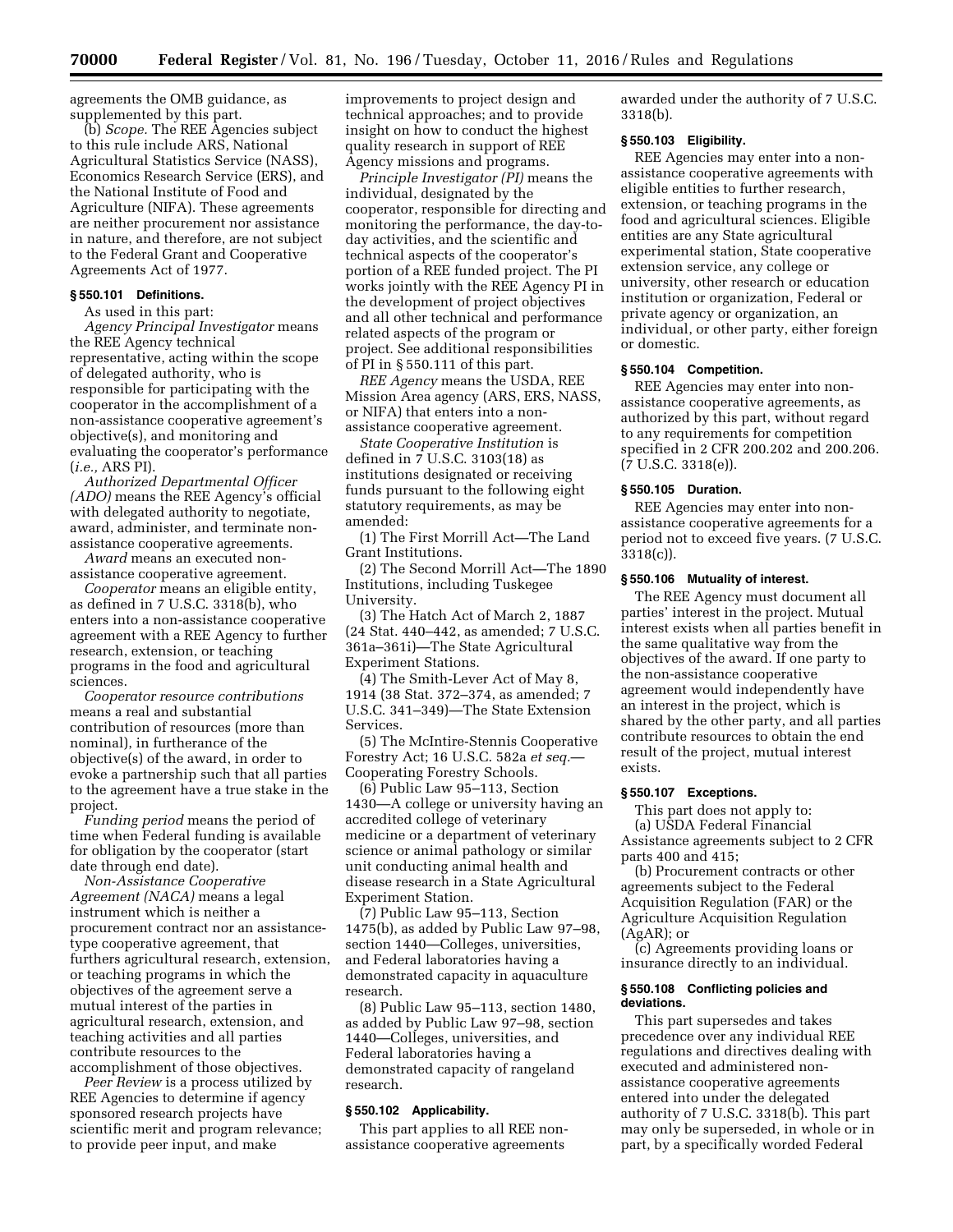agreements the OMB guidance, as supplemented by this part.

(b) *Scope.* The REE Agencies subject to this rule include ARS, National Agricultural Statistics Service (NASS), Economics Research Service (ERS), and the National Institute of Food and Agriculture (NIFA). These agreements are neither procurement nor assistance in nature, and therefore, are not subject to the Federal Grant and Cooperative Agreements Act of 1977.

### § 550.101 Definitions.

As used in this part:

*Agency Principal Investigator* means the REE Agency technical representative, acting within the scope of delegated authority, who is responsible for participating with the cooperator in the accomplishment of a non-assistance cooperative agreement's objective(s), and monitoring and evaluating the cooperator's performance (*i.e.,* ARS PI).

*Authorized Departmental Officer (ADO)* means the REE Agency's official with delegated authority to negotiate, award, administer, and terminate non-assistance cooperative agreements.

*Award* means an executed non-assistance cooperative agreement.

*Cooperator* means an eligible entity, as defined in 7 U.S.C. 3318(b), who enters into a non-assistance cooperative agreement with a REE Agency to further research, extension, or teaching programs in the food and agricultural sciences.

*Cooperator resource contributions* means a real and substantial contribution of resources (more than nominal), in furtherance of the objective(s) of the award, in order to evoke a partnership such that all parties to the agreement have a true stake in the project.

*Funding period* means the period of time when Federal funding is available for obligation by the cooperator (start date through end date).

*Non-Assistance Cooperative Agreement (NACA)* means a legal instrument which is neither a procurement contract nor an assistance-type cooperative agreement, that furthers agricultural research, extension, or teaching programs in which the objectives of the agreement serve a mutual interest of the parties in agricultural research, extension, and teaching activities and all parties contribute resources to the accomplishment of those objectives.

*Peer Review* is a process utilized by REE Agencies to determine if agency sponsored research projects have scientific merit and program relevance; to provide peer input, and make improvements to project design and technical approaches; and to provide insight on how to conduct the highest quality research in support of REE Agency missions and programs.

*Principle Investigator (PI)* means the individual, designated by the cooperator, responsible for directing and monitoring the performance, the day-to-day activities, and the scientific and technical aspects of the cooperator's portion of a REE funded project. The PI works jointly with the REE Agency PI in the development of project objectives and all other technical and performance related aspects of the program or project. See additional responsibilities of PI in § 550.111 of this part.

*REE Agency* means the USDA, REE Mission Area agency (ARS, ERS, NASS, or NIFA) that enters into a non-assistance cooperative agreement.

*State Cooperative Institution* is defined in 7 U.S.C. 3103(18) as institutions designated or receiving funds pursuant to the following eight statutory requirements, as may be amended:

(1) The First Morrill Act—The Land Grant Institutions.

(2) The Second Morrill Act—The 1890 Institutions, including Tuskegee University.

(3) The Hatch Act of March 2, 1887 (24 Stat. 440–442, as amended; 7 U.S.C. 361a–361i)—The State Agricultural Experiment Stations.

(4) The Smith-Lever Act of May 8, 1914 (38 Stat. 372–374, as amended; 7 U.S.C. 341–349)—The State Extension Services.

(5) The McIntire-Stennis Cooperative Forestry Act; 16 U.S.C. 582a *et seq.*—Cooperating Forestry Schools.

(6) Public Law 95–113, Section 1430—A college or university having an accredited college of veterinary medicine or a department of veterinary science or animal pathology or similar unit conducting animal health and disease research in a State Agricultural Experiment Station.

(7) Public Law 95–113, Section 1475(b), as added by Public Law 97–98, section 1440—Colleges, universities, and Federal laboratories having a demonstrated capacity in aquaculture research.

(8) Public Law 95–113, section 1480, as added by Public Law 97–98, section 1440—Colleges, universities, and Federal laboratories having a demonstrated capacity of rangeland research.

### § 550.102 Applicability.

This part applies to all REE non-assistance cooperative agreements awarded under the authority of 7 U.S.C. 3318(b).

### § 550.103 Eligibility.

REE Agencies may enter into a non-assistance cooperative agreements with eligible entities to further research, extension, or teaching programs in the food and agricultural sciences. Eligible entities are any State agricultural experimental station, State cooperative extension service, any college or university, other research or education institution or organization, Federal or private agency or organization, an individual, or other party, either foreign or domestic.

### § 550.104 Competition.

REE Agencies may enter into non-assistance cooperative agreements, as authorized by this part, without regard to any requirements for competition specified in 2 CFR 200.202 and 200.206. (7 U.S.C. 3318(e)).

### § 550.105 Duration.

REE Agencies may enter into non-assistance cooperative agreements for a period not to exceed five years. (7 U.S.C. 3318(c)).

### § 550.106 Mutuality of interest.

The REE Agency must document all parties' interest in the project. Mutual interest exists when all parties benefit in the same qualitative way from the objectives of the award. If one party to the non-assistance cooperative agreement would independently have an interest in the project, which is shared by the other party, and all parties contribute resources to obtain the end result of the project, mutual interest exists.

### § 550.107 Exceptions.

This part does not apply to:

(a) USDA Federal Financial Assistance agreements subject to 2 CFR parts 400 and 415;

(b) Procurement contracts or other agreements subject to the Federal Acquisition Regulation (FAR) or the Agriculture Acquisition Regulation (AgAR); or

(c) Agreements providing loans or insurance directly to an individual.

### § 550.108 Conflicting policies and deviations.

This part supersedes and takes precedence over any individual REE regulations and directives dealing with executed and administered non-assistance cooperative agreements entered into under the delegated authority of 7 U.S.C. 3318(b). This part may only be superseded, in whole or in part, by a specifically worded Federal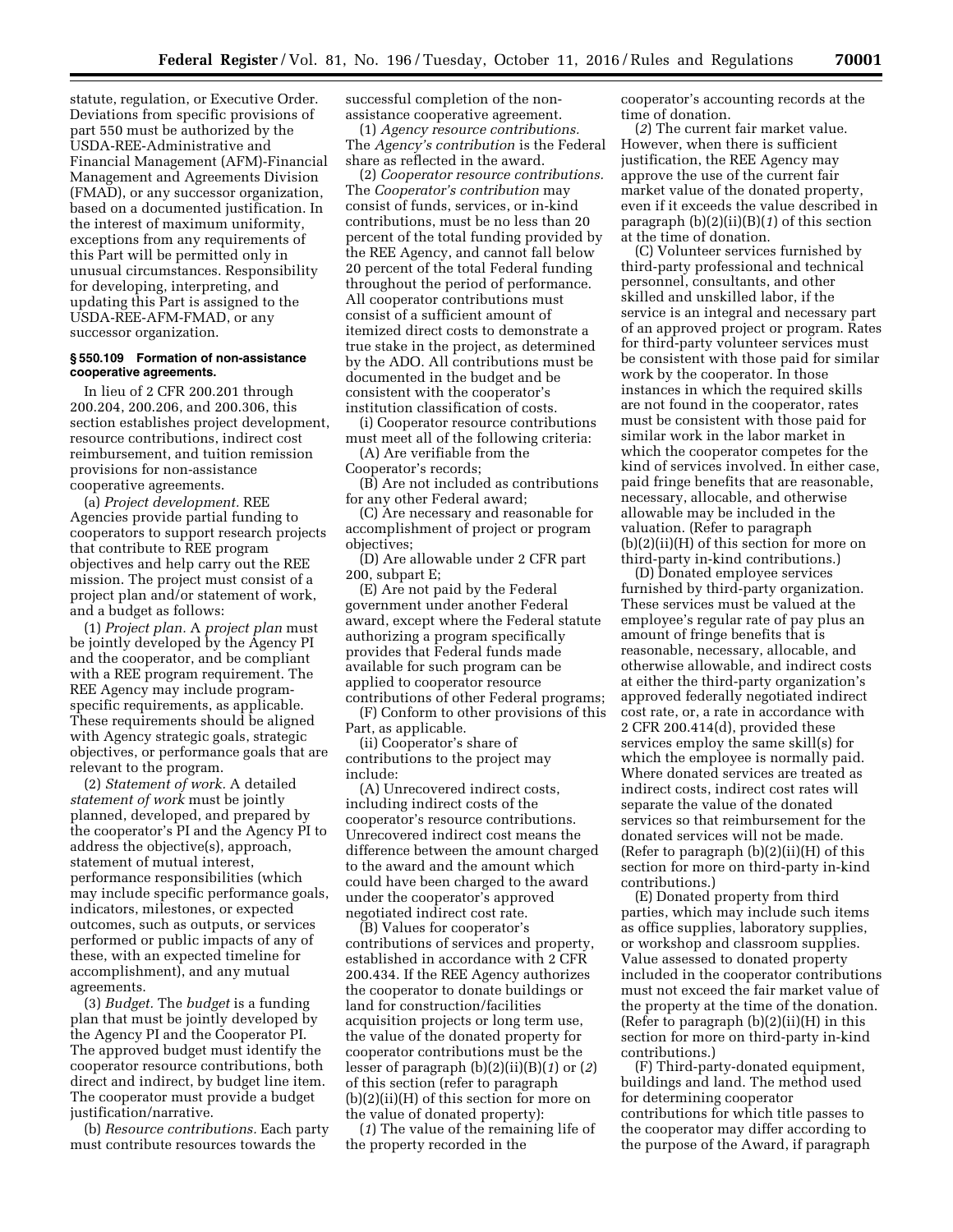statute, regulation, or Executive Order. Deviations from specific provisions of part 550 must be authorized by the USDA-REE-Administrative and Financial Management (AFM)-Financial Management and Agreements Division (FMAD), or any successor organization, based on a documented justification. In the interest of maximum uniformity, exceptions from any requirements of this Part will be permitted only in unusual circumstances. Responsibility for developing, interpreting, and updating this Part is assigned to the USDA-REE-AFM-FMAD, or any successor organization.

#### § 550.109 Formation of non-assistance cooperative agreements.

In lieu of 2 CFR 200.201 through 200.204, 200.206, and 200.306, this section establishes project development, resource contributions, indirect cost reimbursement, and tuition remission provisions for non-assistance cooperative agreements.

(a) *Project development.* REE Agencies provide partial funding to cooperators to support research projects that contribute to REE program objectives and help carry out the REE mission. The project must consist of a project plan and/or statement of work, and a budget as follows:

(1) *Project plan.* A *project plan* must be jointly developed by the Agency PI and the cooperator, and be compliant with a REE program requirement. The REE Agency may include program-specific requirements, as applicable. These requirements should be aligned with Agency strategic goals, strategic objectives, or performance goals that are relevant to the program.

(2) *Statement of work.* A detailed *statement of work* must be jointly planned, developed, and prepared by the cooperator's PI and the Agency PI to address the objective(s), approach, statement of mutual interest, performance responsibilities (which may include specific performance goals, indicators, milestones, or expected outcomes, such as outputs, or services performed or public impacts of any of these, with an expected timeline for accomplishment), and any mutual agreements.

(3) *Budget.* The *budget* is a funding plan that must be jointly developed by the Agency PI and the Cooperator PI. The approved budget must identify the cooperator resource contributions, both direct and indirect, by budget line item. The cooperator must provide a budget justification/narrative.

(b) *Resource contributions.* Each party must contribute resources towards the successful completion of the non-assistance cooperative agreement.

(1) *Agency resource contributions.* The *Agency's contribution* is the Federal share as reflected in the award.

(2) *Cooperator resource contributions.* The *Cooperator's contribution* may consist of funds, services, or in-kind contributions, must be no less than 20 percent of the total funding provided by the REE Agency, and cannot fall below 20 percent of the total Federal funding throughout the period of performance. All cooperator contributions must consist of a sufficient amount of itemized direct costs to demonstrate a true stake in the project, as determined by the ADO. All contributions must be documented in the budget and be consistent with the cooperator's institution classification of costs.

(i) Cooperator resource contributions must meet all of the following criteria:

(A) Are verifiable from the Cooperator's records;

(B) Are not included as contributions for any other Federal award;

(C) Are necessary and reasonable for accomplishment of project or program objectives;

(D) Are allowable under 2 CFR part 200, subpart E;

(E) Are not paid by the Federal government under another Federal award, except where the Federal statute authorizing a program specifically provides that Federal funds made available for such program can be applied to cooperator resource contributions of other Federal programs;

(F) Conform to other provisions of this Part, as applicable.

(ii) Cooperator's share of contributions to the project may include:

(A) Unrecovered indirect costs, including indirect costs of the cooperator's resource contributions. Unrecovered indirect cost means the difference between the amount charged to the award and the amount which could have been charged to the award under the cooperator's approved negotiated indirect cost rate.

(B) Values for cooperator's contributions of services and property, established in accordance with 2 CFR 200.434. If the REE Agency authorizes the cooperator to donate buildings or land for construction/facilities acquisition projects or long term use, the value of the donated property for cooperator contributions must be the lesser of paragraph (b)(2)(ii)(B)(*1*) or (*2*) of this section (refer to paragraph (b)(2)(ii)(H) of this section for more on the value of donated property):

(*1*) The value of the remaining life of the property recorded in the cooperator's accounting records at the time of donation.

(*2*) The current fair market value. However, when there is sufficient justification, the REE Agency may approve the use of the current fair market value of the donated property, even if it exceeds the value described in paragraph (b)(2)(ii)(B)(*1*) of this section at the time of donation.

(C) Volunteer services furnished by third-party professional and technical personnel, consultants, and other skilled and unskilled labor, if the service is an integral and necessary part of an approved project or program. Rates for third-party volunteer services must be consistent with those paid for similar work by the cooperator. In those instances in which the required skills are not found in the cooperator, rates must be consistent with those paid for similar work in the labor market in which the cooperator competes for the kind of services involved. In either case, paid fringe benefits that are reasonable, necessary, allocable, and otherwise allowable may be included in the valuation. (Refer to paragraph (b)(2)(ii)(H) of this section for more on third-party in-kind contributions.)

(D) Donated employee services furnished by third-party organization. These services must be valued at the employee's regular rate of pay plus an amount of fringe benefits that is reasonable, necessary, allocable, and otherwise allowable, and indirect costs at either the third-party organization's approved federally negotiated indirect cost rate, or, a rate in accordance with 2 CFR 200.414(d), provided these services employ the same skill(s) for which the employee is normally paid. Where donated services are treated as indirect costs, indirect cost rates will separate the value of the donated services so that reimbursement for the donated services will not be made. (Refer to paragraph (b)(2)(ii)(H) of this section for more on third-party in-kind contributions.)

(E) Donated property from third parties, which may include such items as office supplies, laboratory supplies, or workshop and classroom supplies. Value assessed to donated property included in the cooperator contributions must not exceed the fair market value of the property at the time of the donation. (Refer to paragraph (b)(2)(ii)(H) in this section for more on third-party in-kind contributions.)

(F) Third-party-donated equipment, buildings and land. The method used for determining cooperator contributions for which title passes to the cooperator may differ according to the purpose of the Award, if paragraph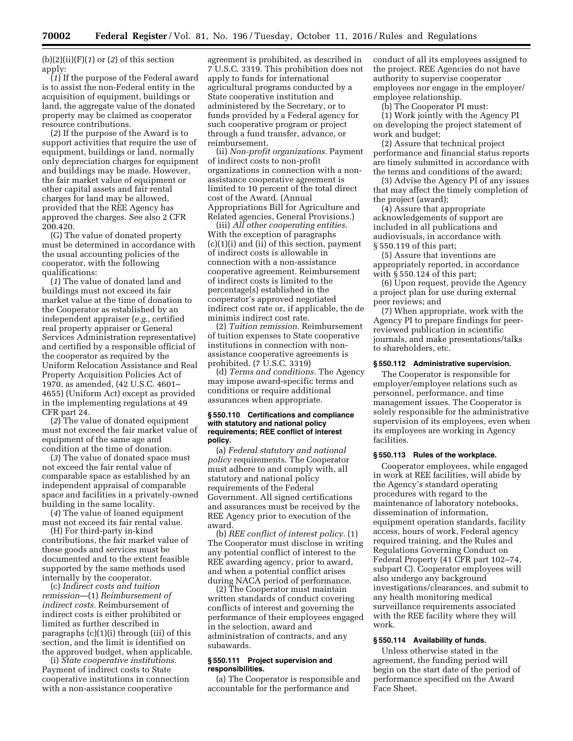(b)(2)(ii)(F)(*1*) or (*2*) of this section apply:

(*1*) If the purpose of the Federal award is to assist the non-Federal entity in the acquisition of equipment, buildings or land, the aggregate value of the donated property may be claimed as cooperator resource contributions.

(*2*) If the purpose of the Award is to support activities that require the use of equipment, buildings or land, normally only depreciation charges for equipment and buildings may be made. However, the fair market value of equipment or other capital assets and fair rental charges for land may be allowed, provided that the REE Agency has approved the charges. See also 2 CFR 200.420.

(G) The value of donated property must be determined in accordance with the usual accounting policies of the cooperator, with the following qualifications:

(*1*) The value of donated land and buildings must not exceed its fair market value at the time of donation to the Cooperator as established by an independent appraiser (*e.g.,* certified real property appraiser or General Services Administration representative) and certified by a responsible official of the cooperator as required by the Uniform Relocation Assistance and Real Property Acquisition Policies Act of 1970, as amended, (42 U.S.C. 4601–4655) (Uniform Act) except as provided in the implementing regulations at 49 CFR part 24.

(*2*) The value of donated equipment must not exceed the fair market value of equipment of the same age and condition at the time of donation.

(*3*) The value of donated space must not exceed the fair rental value of comparable space as established by an independent appraisal of comparable space and facilities in a privately-owned building in the same locality.

(*4*) The value of loaned equipment must not exceed its fair rental value.

(H) For third-party in-kind contributions, the fair market value of these goods and services must be documented and to the extent feasible supported by the same methods used internally by the cooperator.

(c) *Indirect costs and tuition remission*—(1) *Reimbursement of indirect costs.* Reimbursement of indirect costs is either prohibited or limited as further described in paragraphs (c)(1)(i) through (iii) of this section, and the limit is identified on the approved budget, when applicable.

(i) *State cooperative institutions.* Payment of indirect costs to State cooperative institutions in connection with a non-assistance cooperative agreement is prohibited, as described in 7 U.S.C. 3319. This prohibition does not apply to funds for international agricultural programs conducted by a State cooperative institution and administered by the Secretary, or to funds provided by a Federal agency for such cooperative program or project through a fund transfer, advance, or reimbursement.

(ii) *Non-profit organizations.* Payment of indirect costs to non-profit organizations in connection with a non-assistance cooperative agreement is limited to 10 percent of the total direct cost of the Award. (Annual Appropriations Bill for Agriculture and Related agencies, General Provisions.)

(iii) *All other cooperating entities.* With the exception of paragraphs (c)(1)(i) and (ii) of this section, payment of indirect costs is allowable in connection with a non-assistance cooperative agreement. Reimbursement of indirect costs is limited to the percentage(s) established in the cooperator's approved negotiated indirect cost rate or, if applicable, the de minimis indirect cost rate.

(2) *Tuition remission.* Reimbursement of tuition expenses to State cooperative institutions in connection with non-assistance cooperative agreements is prohibited. (7 U.S.C. 3319)

(d) *Terms and conditions.* The Agency may impose award-specific terms and conditions or require additional assurances when appropriate.

### § 550.110 Certifications and compliance with statutory and national policy requirements; REE conflict of interest policy.

(a) *Federal statutory and national policy* requirements. The Cooperator must adhere to and comply with, all statutory and national policy requirements of the Federal Government. All signed certifications and assurances must be received by the REE Agency prior to execution of the award.

(b) *REE conflict of interest policy.* (1) The Cooperator must disclose in writing any potential conflict of interest to the REE awarding agency, prior to award, and when a potential conflict arises during NACA period of performance.

(2) The Cooperator must maintain written standards of conduct covering conflicts of interest and governing the performance of their employees engaged in the selection, award and administration of contracts, and any subawards.

### § 550.111 Project supervision and responsibilities.

(a) The Cooperator is responsible and accountable for the performance and conduct of all its employees assigned to the project. REE Agencies do not have authority to supervise cooperator employees nor engage in the employer/employee relationship.

(b) The Cooperator PI must:

(1) Work jointly with the Agency PI on developing the project statement of work and budget;

(2) Assure that technical project performance and financial status reports are timely submitted in accordance with the terms and conditions of the award;

(3) Advise the Agency PI of any issues that may affect the timely completion of the project (award);

(4) Assure that appropriate acknowledgements of support are included in all publications and audiovisuals, in accordance with § 550.119 of this part;

(5) Assure that inventions are appropriately reported, in accordance with § 550.124 of this part;

(6) Upon request, provide the Agency a project plan for use during external peer reviews; and

(7) When appropriate, work with the Agency PI to prepare findings for peer-reviewed publication in scientific journals, and make presentations/talks to shareholders, etc.

### § 550.112 Administrative supervision.

The Cooperator is responsible for employer/employee relations such as personnel, performance, and time management issues. The Cooperator is solely responsible for the administrative supervision of its employees, even when its employees are working in Agency facilities.

### § 550.113 Rules of the workplace.

Cooperator employees, while engaged in work at REE facilities, will abide by the Agency's standard operating procedures with regard to the maintenance of laboratory notebooks, dissemination of information, equipment operation standards, facility access, hours of work, Federal agency required training, and the Rules and Regulations Governing Conduct on Federal Property (41 CFR part 102–74, subpart C). Cooperator employees will also undergo any background investigations/clearances, and submit to any health monitoring medical surveillance requirements associated with the REE facility where they will work.

### § 550.114 Availability of funds.

Unless otherwise stated in the agreement, the funding period will begin on the start date of the period of performance specified on the Award Face Sheet.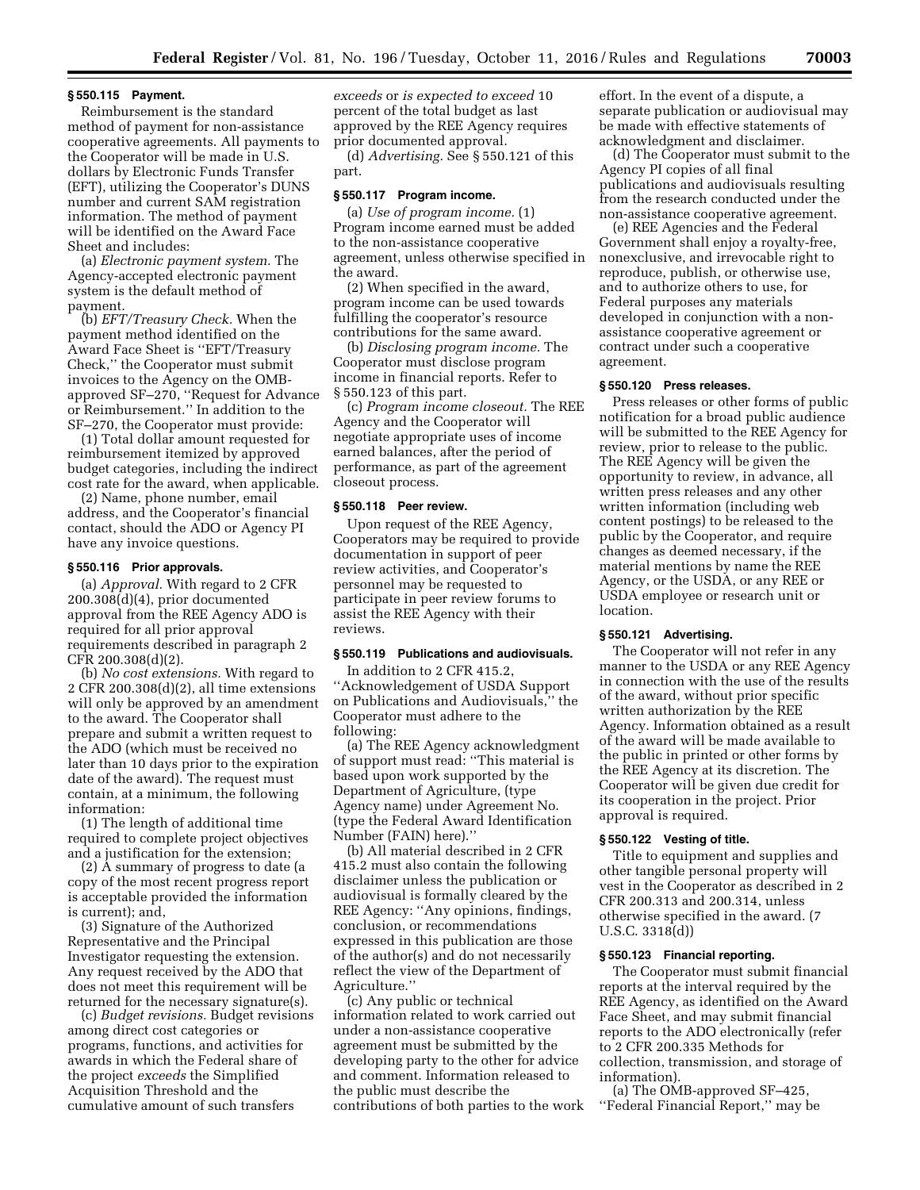### § 550.115 Payment.

Reimbursement is the standard method of payment for non-assistance cooperative agreements. All payments to the Cooperator will be made in U.S. dollars by Electronic Funds Transfer (EFT), utilizing the Cooperator's DUNS number and current SAM registration information. The method of payment will be identified on the Award Face Sheet and includes:

(a) *Electronic payment system.* The Agency-accepted electronic payment system is the default method of payment.

(b) *EFT/Treasury Check.* When the payment method identified on the Award Face Sheet is ''EFT/Treasury Check,'' the Cooperator must submit invoices to the Agency on the OMB-approved SF–270, ''Request for Advance or Reimbursement.'' In addition to the SF–270, the Cooperator must provide:

(1) Total dollar amount requested for reimbursement itemized by approved budget categories, including the indirect cost rate for the award, when applicable.

(2) Name, phone number, email address, and the Cooperator's financial contact, should the ADO or Agency PI have any invoice questions.

### § 550.116 Prior approvals.

(a) *Approval.* With regard to 2 CFR 200.308(d)(4), prior documented approval from the REE Agency ADO is required for all prior approval requirements described in paragraph 2 CFR 200.308(d)(2).

(b) *No cost extensions.* With regard to 2 CFR 200.308(d)(2), all time extensions will only be approved by an amendment to the award. The Cooperator shall prepare and submit a written request to the ADO (which must be received no later than 10 days prior to the expiration date of the award). The request must contain, at a minimum, the following information:

(1) The length of additional time required to complete project objectives and a justification for the extension;

(2) A summary of progress to date (a copy of the most recent progress report is acceptable provided the information is current); and,

(3) Signature of the Authorized Representative and the Principal Investigator requesting the extension. Any request received by the ADO that does not meet this requirement will be returned for the necessary signature(s).

(c) *Budget revisions.* Budget revisions among direct cost categories or programs, functions, and activities for awards in which the Federal share of the project *exceeds* the Simplified Acquisition Threshold and the cumulative amount of such transfers *exceeds* or *is expected to exceed* 10 percent of the total budget as last approved by the REE Agency requires prior documented approval.

(d) *Advertising.* See § 550.121 of this part.

### § 550.117 Program income.

(a) *Use of program income.* (1) Program income earned must be added to the non-assistance cooperative agreement, unless otherwise specified in the award.

(2) When specified in the award, program income can be used towards fulfilling the cooperator's resource contributions for the same award.

(b) *Disclosing program income.* The Cooperator must disclose program income in financial reports. Refer to § 550.123 of this part.

(c) *Program income closeout.* The REE Agency and the Cooperator will negotiate appropriate uses of income earned balances, after the period of performance, as part of the agreement closeout process.

### § 550.118 Peer review.

Upon request of the REE Agency, Cooperators may be required to provide documentation in support of peer review activities, and Cooperator's personnel may be requested to participate in peer review forums to assist the REE Agency with their reviews.

### § 550.119 Publications and audiovisuals.

In addition to 2 CFR 415.2, ''Acknowledgement of USDA Support on Publications and Audiovisuals,'' the Cooperator must adhere to the following:

(a) The REE Agency acknowledgment of support must read: ''This material is based upon work supported by the Department of Agriculture, (type Agency name) under Agreement No. (type the Federal Award Identification Number (FAIN) here).''

(b) All material described in 2 CFR 415.2 must also contain the following disclaimer unless the publication or audiovisual is formally cleared by the REE Agency: ''Any opinions, findings, conclusion, or recommendations expressed in this publication are those of the author(s) and do not necessarily reflect the view of the Department of Agriculture.''

(c) Any public or technical information related to work carried out under a non-assistance cooperative agreement must be submitted by the developing party to the other for advice and comment. Information released to the public must describe the contributions of both parties to the work effort. In the event of a dispute, a separate publication or audiovisual may be made with effective statements of acknowledgment and disclaimer.

(d) The Cooperator must submit to the Agency PI copies of all final publications and audiovisuals resulting from the research conducted under the non-assistance cooperative agreement.

(e) REE Agencies and the Federal Government shall enjoy a royalty-free, nonexclusive, and irrevocable right to reproduce, publish, or otherwise use, and to authorize others to use, for Federal purposes any materials developed in conjunction with a non-assistance cooperative agreement or contract under such a cooperative agreement.

### § 550.120 Press releases.

Press releases or other forms of public notification for a broad public audience will be submitted to the REE Agency for review, prior to release to the public. The REE Agency will be given the opportunity to review, in advance, all written press releases and any other written information (including web content postings) to be released to the public by the Cooperator, and require changes as deemed necessary, if the material mentions by name the REE Agency, or the USDA, or any REE or USDA employee or research unit or location.

### § 550.121 Advertising.

The Cooperator will not refer in any manner to the USDA or any REE Agency in connection with the use of the results of the award, without prior specific written authorization by the REE Agency. Information obtained as a result of the award will be made available to the public in printed or other forms by the REE Agency at its discretion. The Cooperator will be given due credit for its cooperation in the project. Prior approval is required.

### § 550.122 Vesting of title.

Title to equipment and supplies and other tangible personal property will vest in the Cooperator as described in 2 CFR 200.313 and 200.314, unless otherwise specified in the award. (7 U.S.C. 3318(d))

### § 550.123 Financial reporting.

The Cooperator must submit financial reports at the interval required by the REE Agency, as identified on the Award Face Sheet, and may submit financial reports to the ADO electronically (refer to 2 CFR 200.335 Methods for collection, transmission, and storage of information).

(a) The OMB-approved SF–425, ''Federal Financial Report,'' may be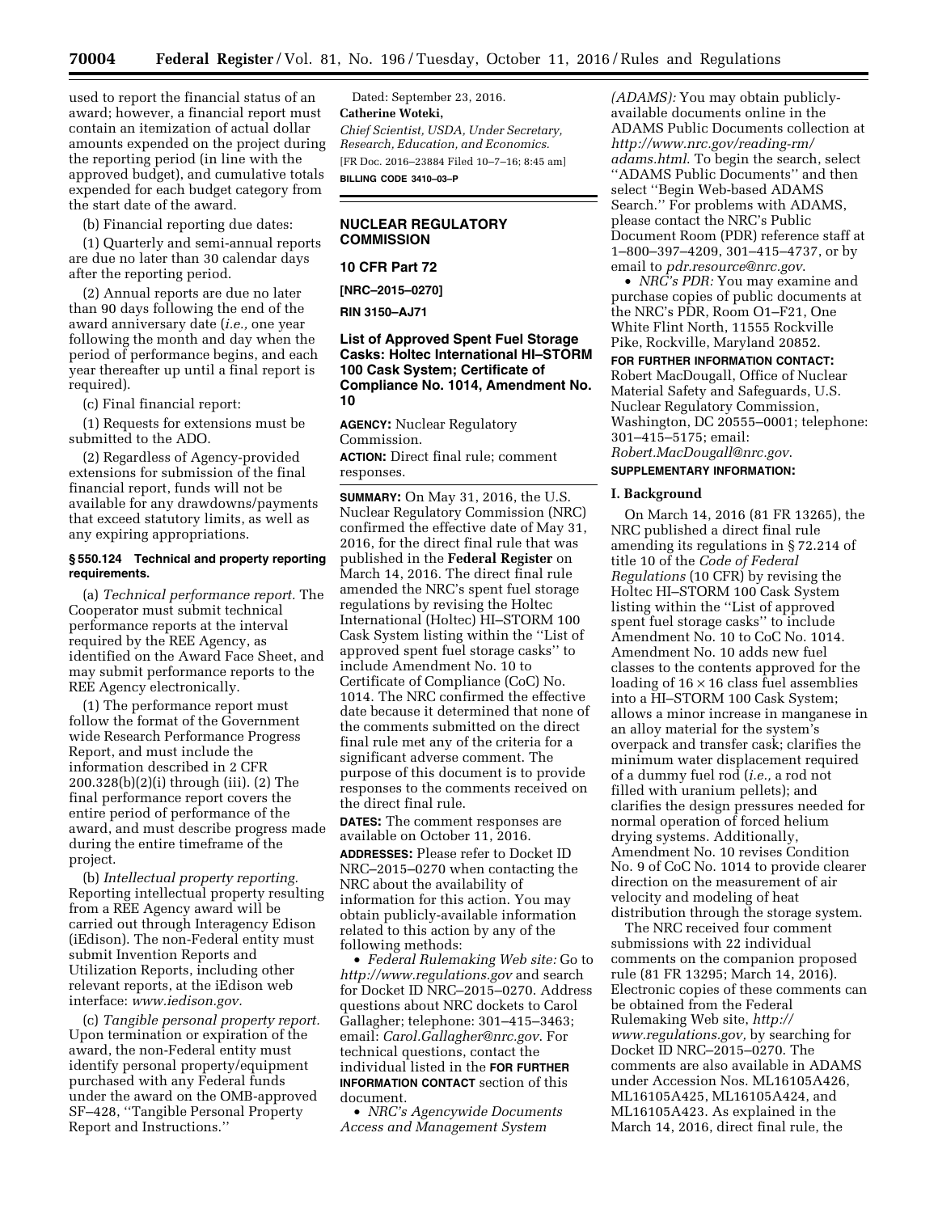used to report the financial status of an award; however, a financial report must contain an itemization of actual dollar amounts expended on the project during the reporting period (in line with the approved budget), and cumulative totals expended for each budget category from the start date of the award.

(b) Financial reporting due dates:

(1) Quarterly and semi-annual reports are due no later than 30 calendar days after the reporting period.

(2) Annual reports are due no later than 90 days following the end of the award anniversary date (*i.e.,* one year following the month and day when the period of performance begins, and each year thereafter up until a final report is required).

(c) Final financial report:

(1) Requests for extensions must be submitted to the ADO.

(2) Regardless of Agency-provided extensions for submission of the final financial report, funds will not be available for any drawdowns/payments that exceed statutory limits, as well as any expiring appropriations.

#### § 550.124 Technical and property reporting requirements.

(a) *Technical performance report.* The Cooperator must submit technical performance reports at the interval required by the REE Agency, as identified on the Award Face Sheet, and may submit performance reports to the REE Agency electronically.

(1) The performance report must follow the format of the Government wide Research Performance Progress Report, and must include the information described in 2 CFR 200.328(b)(2)(i) through (iii). (2) The final performance report covers the entire period of performance of the award, and must describe progress made during the entire timeframe of the project.

(b) *Intellectual property reporting.* Reporting intellectual property resulting from a REE Agency award will be carried out through Interagency Edison (iEdison). The non-Federal entity must submit Invention Reports and Utilization Reports, including other relevant reports, at the iEdison web interface: *www.iedison.gov.*

(c) *Tangible personal property report.* Upon termination or expiration of the award, the non-Federal entity must identify personal property/equipment purchased with any Federal funds under the award on the OMB-approved SF–428, ''Tangible Personal Property Report and Instructions.''

Dated: September 23, 2016.

**Catherine Woteki,**

*Chief Scientist, USDA, Under Secretary, Research, Education, and Economics.*

[FR Doc. 2016–23884 Filed 10–7–16; 8:45 am]

**BILLING CODE 3410–03–P**

## NUCLEAR REGULATORY COMMISSION

**10 CFR Part 72**

**[NRC–2015–0270]**

**RIN 3150–AJ71**

## List of Approved Spent Fuel Storage Casks: Holtec International HI–STORM 100 Cask System; Certificate of Compliance No. 1014, Amendment No. 10

**AGENCY:** Nuclear Regulatory Commission.

**ACTION:** Direct final rule; comment responses.

**SUMMARY:** On May 31, 2016, the U.S. Nuclear Regulatory Commission (NRC) confirmed the effective date of May 31, 2016, for the direct final rule that was published in the **Federal Register** on March 14, 2016. The direct final rule amended the NRC's spent fuel storage regulations by revising the Holtec International (Holtec) HI–STORM 100 Cask System listing within the ''List of approved spent fuel storage casks'' to include Amendment No. 10 to Certificate of Compliance (CoC) No. 1014. The NRC confirmed the effective date because it determined that none of the comments submitted on the direct final rule met any of the criteria for a significant adverse comment. The purpose of this document is to provide responses to the comments received on the direct final rule.

**DATES:** The comment responses are available on October 11, 2016.

**ADDRESSES:** Please refer to Docket ID NRC–2015–0270 when contacting the NRC about the availability of information for this action. You may obtain publicly-available information related to this action by any of the following methods:

- *Federal Rulemaking Web site:* Go to *http://www.regulations.gov* and search for Docket ID NRC–2015–0270. Address questions about NRC dockets to Carol Gallagher; telephone: 301–415–3463; email: *Carol.Gallagher@nrc.gov*. For technical questions, contact the individual listed in the **FOR FURTHER INFORMATION CONTACT** section of this document.
- *NRC's Agencywide Documents Access and Management System (ADAMS):* You may obtain publicly-available documents online in the ADAMS Public Documents collection at *http://www.nrc.gov/reading-rm/adams.html*. To begin the search, select ''ADAMS Public Documents'' and then select ''Begin Web-based ADAMS Search.'' For problems with ADAMS, please contact the NRC's Public Document Room (PDR) reference staff at 1–800–397–4209, 301–415–4737, or by email to *pdr.resource@nrc.gov*.
- *NRC's PDR:* You may examine and purchase copies of public documents at the NRC's PDR, Room O1–F21, One White Flint North, 11555 Rockville Pike, Rockville, Maryland 20852.

**FOR FURTHER INFORMATION CONTACT:** Robert MacDougall, Office of Nuclear Material Safety and Safeguards, U.S. Nuclear Regulatory Commission, Washington, DC 20555–0001; telephone: 301–415–5175; email: *Robert.MacDougall@nrc.gov*.

**SUPPLEMENTARY INFORMATION:**

### I. Background

On March 14, 2016 (81 FR 13265), the NRC published a direct final rule amending its regulations in § 72.214 of title 10 of the *Code of Federal Regulations* (10 CFR) by revising the Holtec HI–STORM 100 Cask System listing within the ''List of approved spent fuel storage casks'' to include Amendment No. 10 to CoC No. 1014. Amendment No. 10 adds new fuel classes to the contents approved for the loading of $16 \times 16$ class fuel assemblies into a HI–STORM 100 Cask System; allows a minor increase in manganese in an alloy material for the system's overpack and transfer cask; clarifies the minimum water displacement required of a dummy fuel rod (*i.e.,* a rod not filled with uranium pellets); and clarifies the design pressures needed for normal operation of forced helium drying systems. Additionally, Amendment No. 10 revises Condition No. 9 of CoC No. 1014 to provide clearer direction on the measurement of air velocity and modeling of heat distribution through the storage system.

The NRC received four comment submissions with 22 individual comments on the companion proposed rule (81 FR 13295; March 14, 2016). Electronic copies of these comments can be obtained from the Federal Rulemaking Web site, *http://www.regulations.gov,* by searching for Docket ID NRC–2015–0270. The comments are also available in ADAMS under Accession Nos. ML16105A426, ML16105A425, ML16105A424, and ML16105A423. As explained in the March 14, 2016, direct final rule, the